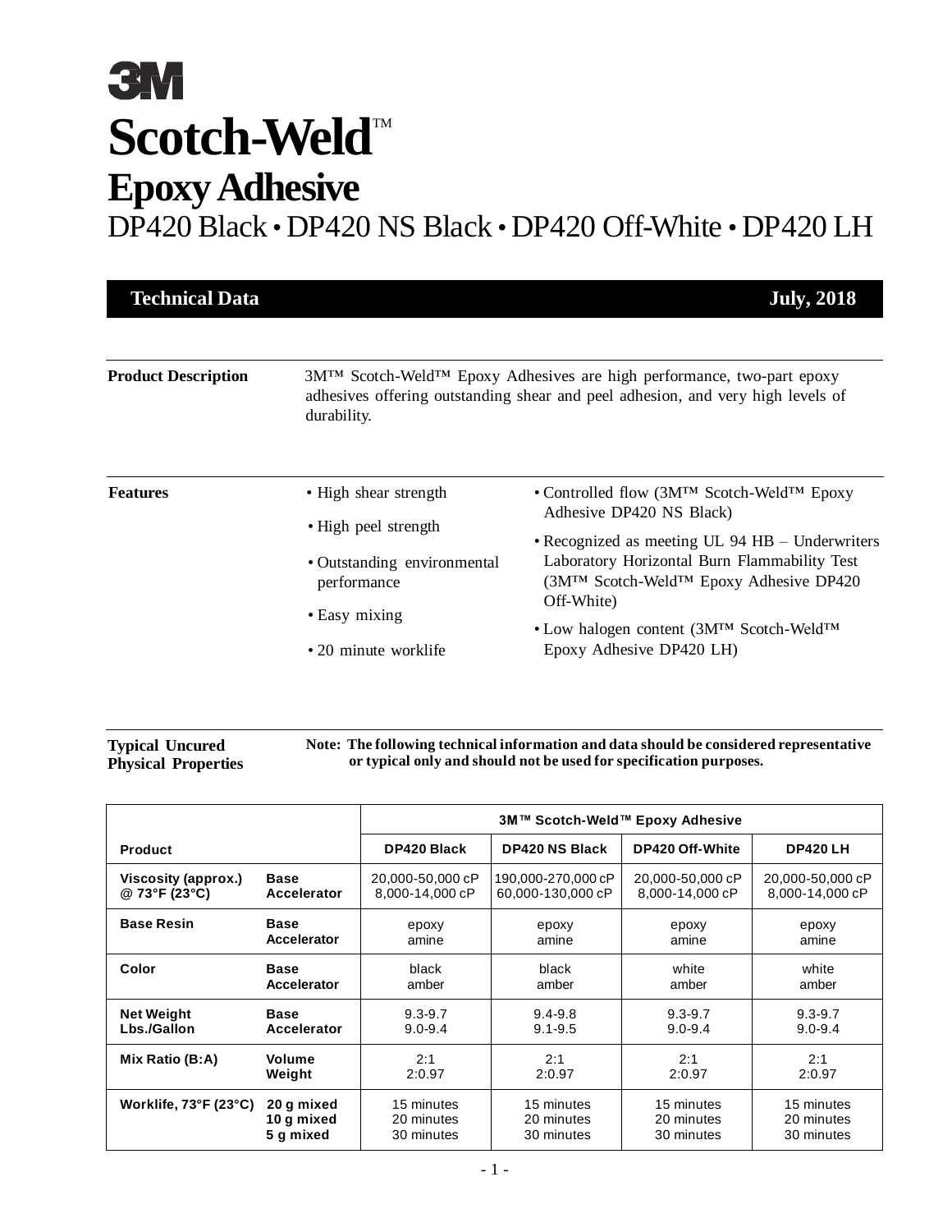# 3M

# Scotch-Weld™

## Epoxy Adhesive

DP420 Black • DP420 NS Black • DP420 Off-White • DP420 LH

**Technical Data** **July, 2018**

**Product Description**

3M™ Scotch-Weld™ Epoxy Adhesives are high performance, two-part epoxy adhesives offering outstanding shear and peel adhesion, and very high levels of durability.

**Features**

- High shear strength
- High peel strength
- Outstanding environmental performance
- Easy mixing
- 20 minute worklife
- Controlled flow (3M™ Scotch-Weld™ Epoxy Adhesive DP420 NS Black)
- Recognized as meeting UL 94 HB – Underwriters Laboratory Horizontal Burn Flammability Test (3M™ Scotch-Weld™ Epoxy Adhesive DP420 Off-White)
- Low halogen content (3M™ Scotch-Weld™ Epoxy Adhesive DP420 LH)

**Typical Uncured Physical Properties**

**Note: The following technical information and data should be considered representative or typical only and should not be used for specification purposes.**

| | | 3M™ Scotch-Weld™ Epoxy Adhesive | | | |
|---|---|---|---|---|---|
| **Product** | | **DP420 Black** | **DP420 NS Black** | **DP420 Off-White** | **DP420 LH** |
| **Viscosity (approx.) @ 73°F (23°C)** | **Base**<br>**Accelerator** | 20,000-50,000 cP<br>8,000-14,000 cP | 190,000-270,000 cP<br>60,000-130,000 cP | 20,000-50,000 cP<br>8,000-14,000 cP | 20,000-50,000 cP<br>8,000-14,000 cP |
| **Base Resin** | **Base**<br>**Accelerator** | epoxy<br>amine | epoxy<br>amine | epoxy<br>amine | epoxy<br>amine |
| **Color** | **Base**<br>**Accelerator** | black<br>amber | black<br>amber | white<br>amber | white<br>amber |
| **Net Weight Lbs./Gallon** | **Base**<br>**Accelerator** | 9.3-9.7<br>9.0-9.4 | 9.4-9.8<br>9.1-9.5 | 9.3-9.7<br>9.0-9.4 | 9.3-9.7<br>9.0-9.4 |
| **Mix Ratio (B:A)** | **Volume**<br>**Weight** | 2:1<br>2:0.97 | 2:1<br>2:0.97 | 2:1<br>2:0.97 | 2:1<br>2:0.97 |
| **Worklife, 73°F (23°C)** | **20 g mixed**<br>**10 g mixed**<br>**5 g mixed** | 15 minutes<br>20 minutes<br>30 minutes | 15 minutes<br>20 minutes<br>30 minutes | 15 minutes<br>20 minutes<br>30 minutes | 15 minutes<br>20 minutes<br>30 minutes |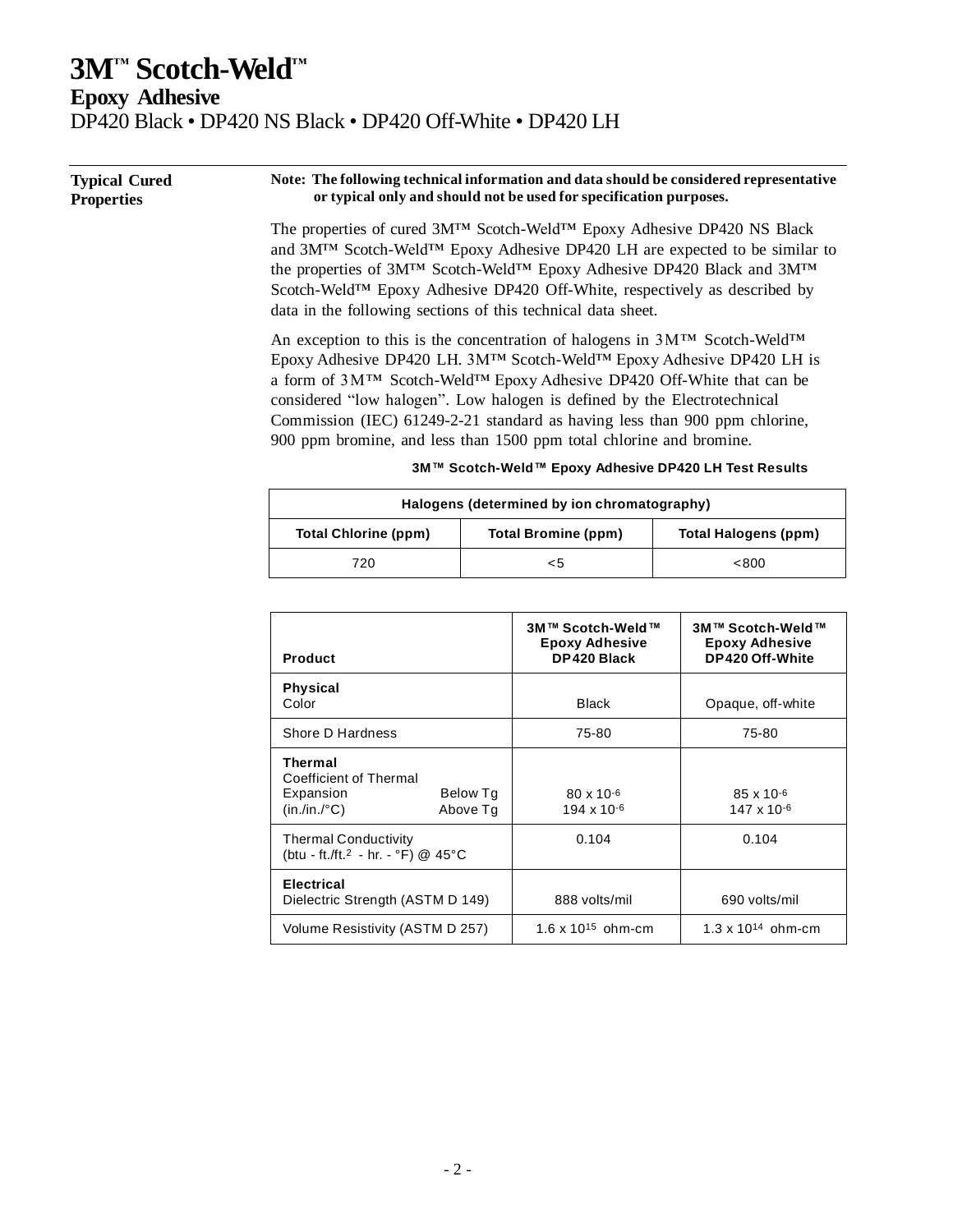# 3M™ Scotch-Weld™

## Epoxy Adhesive

DP420 Black • DP420 NS Black • DP420 Off-White • DP420 LH

### Typical Cured Properties

**Note: The following technical information and data should be considered representative or typical only and should not be used for specification purposes.**

The properties of cured 3M™ Scotch-Weld™ Epoxy Adhesive DP420 NS Black and 3M™ Scotch-Weld™ Epoxy Adhesive DP420 LH are expected to be similar to the properties of 3M™ Scotch-Weld™ Epoxy Adhesive DP420 Black and 3M™ Scotch-Weld™ Epoxy Adhesive DP420 Off-White, respectively as described by data in the following sections of this technical data sheet.

An exception to this is the concentration of halogens in 3M™ Scotch-Weld™ Epoxy Adhesive DP420 LH. 3M™ Scotch-Weld™ Epoxy Adhesive DP420 LH is a form of 3M™ Scotch-Weld™ Epoxy Adhesive DP420 Off-White that can be considered "low halogen". Low halogen is defined by the Electrotechnical Commission (IEC) 61249-2-21 standard as having less than 900 ppm chlorine, 900 ppm bromine, and less than 1500 ppm total chlorine and bromine.

**3M™ Scotch-Weld™ Epoxy Adhesive DP420 LH Test Results**

| Halogens (determined by ion chromatography) | | |
|---|---|---|
| **Total Chlorine (ppm)** | **Total Bromine (ppm)** | **Total Halogens (ppm)** |
| 720 | <5 | <800 |

| Product | | 3M™ Scotch-Weld™ Epoxy Adhesive DP420 Black | 3M™ Scotch-Weld™ Epoxy Adhesive DP420 Off-White |
|---|---|---|---|
| **Physical** Color | | Black | Opaque, off-white |
| Shore D Hardness | | 75-80 | 75-80 |
| **Thermal** Coefficient of Thermal Expansion (in./in./°C) | Below Tg | $80 \times 10^{-6}$ | $85 \times 10^{-6}$ |
| | Above Tg | $194 \times 10^{-6}$ | $147 \times 10^{-6}$ |
| Thermal Conductivity (btu - ft./ft.$^2$ - hr. - °F) @ 45°C | | 0.104 | 0.104 |
| **Electrical** Dielectric Strength (ASTM D 149) | | 888 volts/mil | 690 volts/mil |
| Volume Resistivity (ASTM D 257) | | $1.6 \times 10^{15}$ ohm-cm | $1.3 \times 10^{14}$ ohm-cm |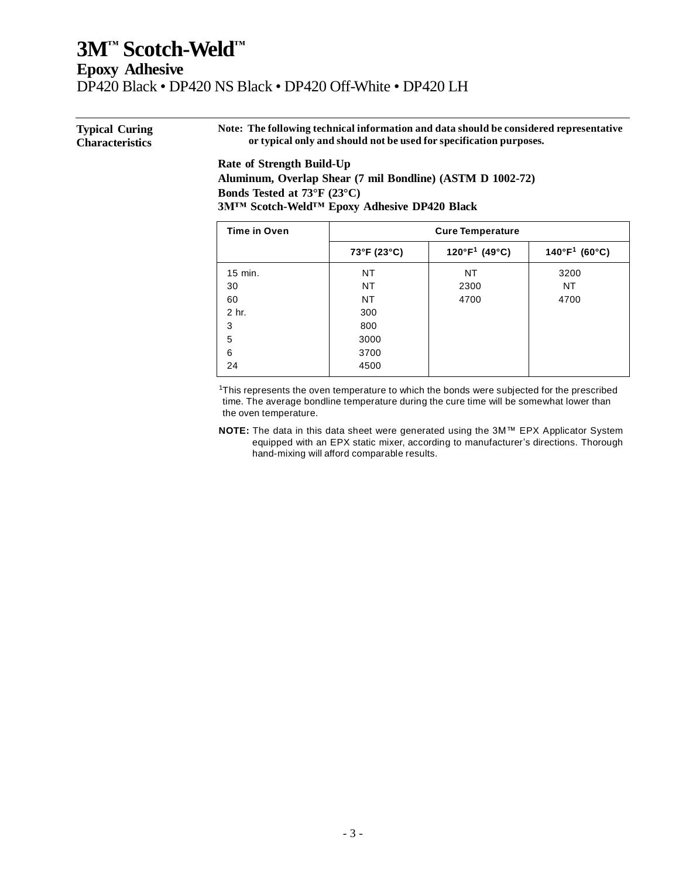# 3M™ Scotch-Weld™

## Epoxy Adhesive

DP420 Black • DP420 NS Black • DP420 Off-White • DP420 LH

### Typical Curing Characteristics

**Note: The following technical information and data should be considered representative or typical only and should not be used for specification purposes.**

**Rate of Strength Build-Up**
**Aluminum, Overlap Shear (7 mil Bondline) (ASTM D 1002-72)**
**Bonds Tested at 73°F (23°C)**
**3M™ Scotch-Weld™ Epoxy Adhesive DP420 Black**

| Time in Oven | Cure Temperature | | |
|---|---|---|---|
| | 73°F (23°C) | 120°F[1] (49°C) | 140°F[1] (60°C) |
| 15 min. | NT | NT | 3200 |
| 30 | NT | 2300 | NT |
| 60 | NT | 4700 | 4700 |
| 2 hr. | 300 | | |
| 3 | 800 | | |
| 5 | 3000 | | |
| 6 | 3700 | | |
| 24 | 4500 | | |

[1]This represents the oven temperature to which the bonds were subjected for the prescribed time. The average bondline temperature during the cure time will be somewhat lower than the oven temperature.

**NOTE:** The data in this data sheet were generated using the 3M™ EPX Applicator System equipped with an EPX static mixer, according to manufacturer's directions. Thorough hand-mixing will afford comparable results.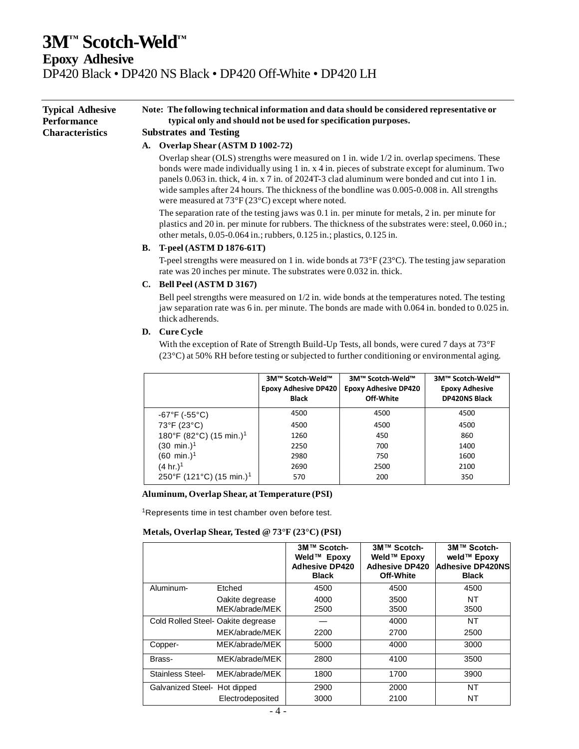# 3M™ Scotch-Weld™

## Epoxy Adhesive

DP420 Black • DP420 NS Black • DP420 Off-White • DP420 LH

### Typical Adhesive Performance Characteristics

**Note: The following technical information and data should be considered representative or typical only and should not be used for specification purposes.**

**Substrates and Testing**

**A. Overlap Shear (ASTM D 1002-72)**

Overlap shear (OLS) strengths were measured on 1 in. wide 1/2 in. overlap specimens. These bonds were made individually using 1 in. x 4 in. pieces of substrate except for aluminum. Two panels 0.063 in. thick, 4 in. x 7 in. of 2024T-3 clad aluminum were bonded and cut into 1 in. wide samples after 24 hours. The thickness of the bondline was 0.005-0.008 in. All strengths were measured at 73°F (23°C) except where noted.

The separation rate of the testing jaws was 0.1 in. per minute for metals, 2 in. per minute for plastics and 20 in. per minute for rubbers. The thickness of the substrates were: steel, 0.060 in.; other metals, 0.05-0.064 in.; rubbers, 0.125 in.; plastics, 0.125 in.

**B. T-peel (ASTM D 1876-61T)**

T-peel strengths were measured on 1 in. wide bonds at 73°F (23°C). The testing jaw separation rate was 20 inches per minute. The substrates were 0.032 in. thick.

**C. Bell Peel (ASTM D 3167)**

Bell peel strengths were measured on 1/2 in. wide bonds at the temperatures noted. The testing jaw separation rate was 6 in. per minute. The bonds are made with 0.064 in. bonded to 0.025 in. thick adherends.

**D. Cure Cycle**

With the exception of Rate of Strength Build-Up Tests, all bonds, were cured 7 days at 73°F (23°C) at 50% RH before testing or subjected to further conditioning or environmental aging.

| | 3M™ Scotch-Weld™ Epoxy Adhesive DP420 Black | 3M™ Scotch-Weld™ Epoxy Adhesive DP420 Off-White | 3M™ Scotch-Weld™ Epoxy Adhesive DP420NS Black |
|---|---|---|---|
| -67°F (-55°C) | 4500 | 4500 | 4500 |
| 73°F (23°C) | 4500 | 4500 | 4500 |
| 180°F (82°C) (15 min.)[1] | 1260 | 450 | 860 |
| (30 min.)[1] | 2250 | 700 | 1400 |
| (60 min.)[1] | 2980 | 750 | 1600 |
| (4 hr.)[1] | 2690 | 2500 | 2100 |
| 250°F (121°C) (15 min.)[1] | 570 | 200 | 350 |

**Aluminum, Overlap Shear, at Temperature (PSI)**

[1]Represents time in test chamber oven before test.

**Metals, Overlap Shear, Tested @ 73°F (23°C) (PSI)**

| | | 3M™ Scotch-Weld™ Epoxy Adhesive DP420 Black | 3M™ Scotch-Weld™ Epoxy Adhesive DP420 Off-White | 3M™ Scotch-weld™ Epoxy Adhesive DP420NS Black |
|---|---|---|---|---|
| Aluminum- | Etched | 4500 | 4500 | 4500 |
| | Oakite degrease | 4000 | 3500 | NT |
| | MEK/abrade/MEK | 2500 | 3500 | 3500 |
| Cold Rolled Steel- | Oakite degrease | — | 4000 | NT |
| | MEK/abrade/MEK | 2200 | 2700 | 2500 |
| Copper- | MEK/abrade/MEK | 5000 | 4000 | 3000 |
| Brass- | MEK/abrade/MEK | 2800 | 4100 | 3500 |
| Stainless Steel- | MEK/abrade/MEK | 1800 | 1700 | 3900 |
| Galvanized Steel- | Hot dipped | 2900 | 2000 | NT |
| | Electrodeposited | 3000 | 2100 | NT |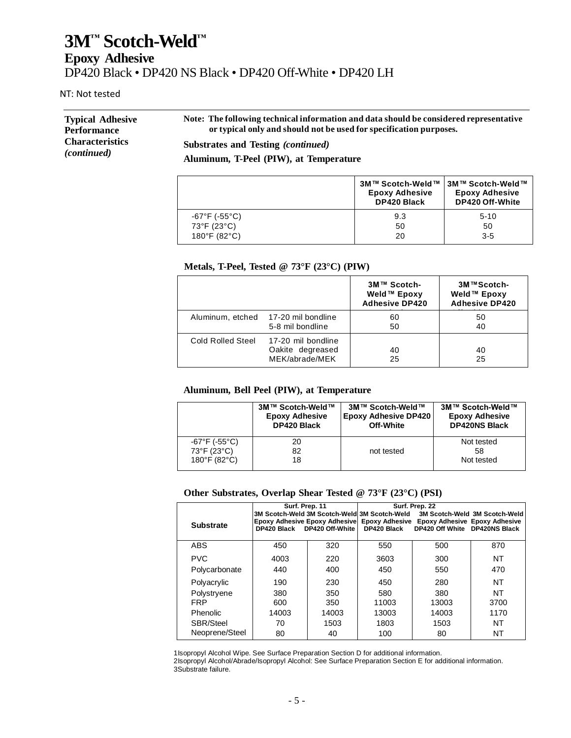# 3M™ Scotch-Weld™

## Epoxy Adhesive

DP420 Black • DP420 NS Black • DP420 Off-White • DP420 LH

NT: Not tested

---

**Typical Adhesive Performance Characteristics *(continued)***

**Note: The following technical information and data should be considered representative or typical only and should not be used for specification purposes.**

**Substrates and Testing *(continued)***

**Aluminum, T-Peel (PIW), at Temperature**

| | 3M™ Scotch-Weld™ Epoxy Adhesive DP420 Black | 3M™ Scotch-Weld™ Epoxy Adhesive DP420 Off-White |
|---|---|---|
| -67°F (-55°C) | 9.3 | 5-10 |
| 73°F (23°C) | 50 | 50 |
| 180°F (82°C) | 20 | 3-5 |

**Metals, T-Peel, Tested @ 73°F (23°C) (PIW)**

| | | 3M™ Scotch-Weld™ Epoxy Adhesive DP420 | 3M™Scotch-Weld™ Epoxy Adhesive DP420 |
|---|---|---|---|
| Aluminum, etched | 17-20 mil bondline | 60 | 50 |
| | 5-8 mil bondline | 50 | 40 |
| Cold Rolled Steel | 17-20 mil bondline | | |
| | Oakite degreased | 40 | 40 |
| | MEK/abrade/MEK | 25 | 25 |

**Aluminum, Bell Peel (PIW), at Temperature**

| | 3M™ Scotch-Weld™ Epoxy Adhesive DP420 Black | 3M™ Scotch-Weld™ Epoxy Adhesive DP420 Off-White | 3M™ Scotch-Weld™ Epoxy Adhesive DP420NS Black |
|---|---|---|---|
| -67°F (-55°C) | 20 | | Not tested |
| 73°F (23°C) | 82 | not tested | 58 |
| 180°F (82°C) | 18 | | Not tested |

**Other Substrates, Overlap Shear Tested @ 73°F (23°C) (PSI)**

| | Surf. Prep. 1[1] | | Surf. Prep. 2[2] | | |
|---|---|---|---|---|---|
| Substrate | 3M Scotch-Weld Epoxy Adhesive DP420 Black | 3M Scotch-Weld Epoxy Adhesive DP420 Off-White | 3M Scotch-Weld Epoxy Adhesive DP420 Black | 3M Scotch-Weld Epoxy Adhesive DP420 Off White | 3M Scotch-Weld Epoxy Adhesive DP420NS Black |
| ABS | 450 | 320 | 550 | 500 | 870 |
| PVC | 400[3] | 220 | 360[3] | 300 | NT |
| Polycarbonate | 440 | 400 | 450 | 550 | 470 |
| Polyacrylic | 190 | 230 | 450 | 280 | NT |
| Polystryene | 380 | 350 | 580 | 380 | NT |
| FRP | 600 | 350 | 1100[3] | 1300[3] | 3700 |
| Phenolic | 1400[3] | 1400[3] | 1300[3] | 1400[3] | 1170 |
| SBR/Steel | 70 | 150[3] | 180[3] | 150[3] | NT |
| Neoprene/Steel | 80 | 40 | 100 | 80 | NT |

[1]Isopropyl Alcohol Wipe. See Surface Preparation Section D for additional information.
[2]Isopropyl Alcohol/Abrade/Isopropyl Alcohol: See Surface Preparation Section E for additional information.
[3]Substrate failure.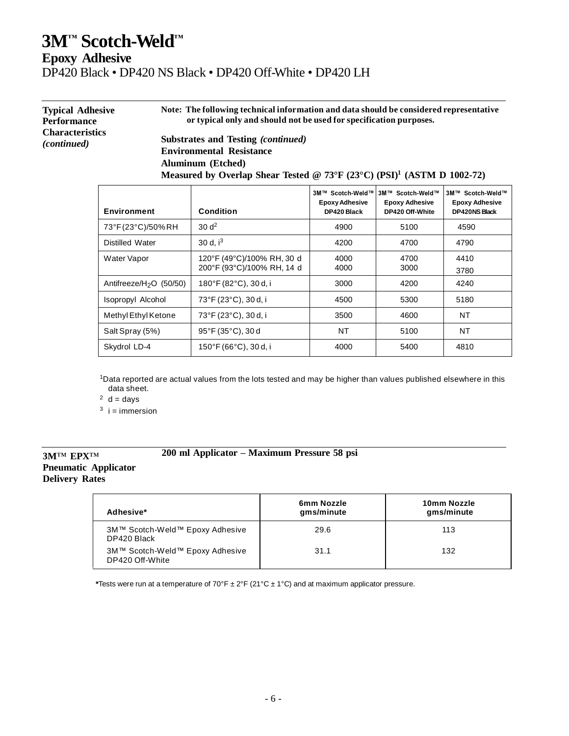# 3M™ Scotch-Weld™

## Epoxy Adhesive

DP420 Black • DP420 NS Black • DP420 Off-White • DP420 LH

### Typical Adhesive Performance Characteristics *(continued)*

**Note: The following technical information and data should be considered representative or typical only and should not be used for specification purposes.**

**Substrates and Testing *(continued)***
**Environmental Resistance**
**Aluminum (Etched)**
**Measured by Overlap Shear Tested @ 73°F (23°C) (PSI)[1] (ASTM D 1002-72)**

| Environment | Condition | 3M™ Scotch-Weld™ Epoxy Adhesive DP420 Black | 3M™ Scotch-Weld™ Epoxy Adhesive DP420 Off-White | 3M™ Scotch-Weld™ Epoxy Adhesive DP420NS Black |
|---|---|---|---|---|
| 73°F (23°C)/50% RH | 30 d[2] | 4900 | 5100 | 4590 |
| Distilled Water | 30 d, i[3] | 4200 | 4700 | 4790 |
| Water Vapor | 120°F (49°C)/100% RH, 30 d<br>200°F (93°C)/100% RH, 14 d | 4000<br>4000 | 4700<br>3000 | 4410<br>3780 |
| Antifreeze/$H_2O$ (50/50) | 180°F (82°C), 30 d, i | 3000 | 4200 | 4240 |
| Isopropyl Alcohol | 73°F (23°C), 30 d, i | 4500 | 5300 | 5180 |
| Methyl Ethyl Ketone | 73°F (23°C), 30 d, i | 3500 | 4600 | NT |
| Salt Spray (5%) | 95°F (35°C), 30 d | NT | 5100 | NT |
| Skydrol LD-4 | 150°F (66°C), 30 d, i | 4000 | 5400 | 4810 |

[1]Data reported are actual values from the lots tested and may be higher than values published elsewhere in this data sheet.

[2] d = days

[3] i = immersion

### 3M™ EPX™ Pneumatic Applicator Delivery Rates

**200 ml Applicator – Maximum Pressure 58 psi**

| Adhesive* | 6mm Nozzle gms/minute | 10mm Nozzle gms/minute |
|---|---|---|
| 3M™ Scotch-Weld™ Epoxy Adhesive DP420 Black | 29.6 | 113 |
| 3M™ Scotch-Weld™ Epoxy Adhesive DP420 Off-White | 31.1 | 132 |

*Tests were run at a temperature of 70°F ± 2°F (21°C ± 1°C) and at maximum applicator pressure.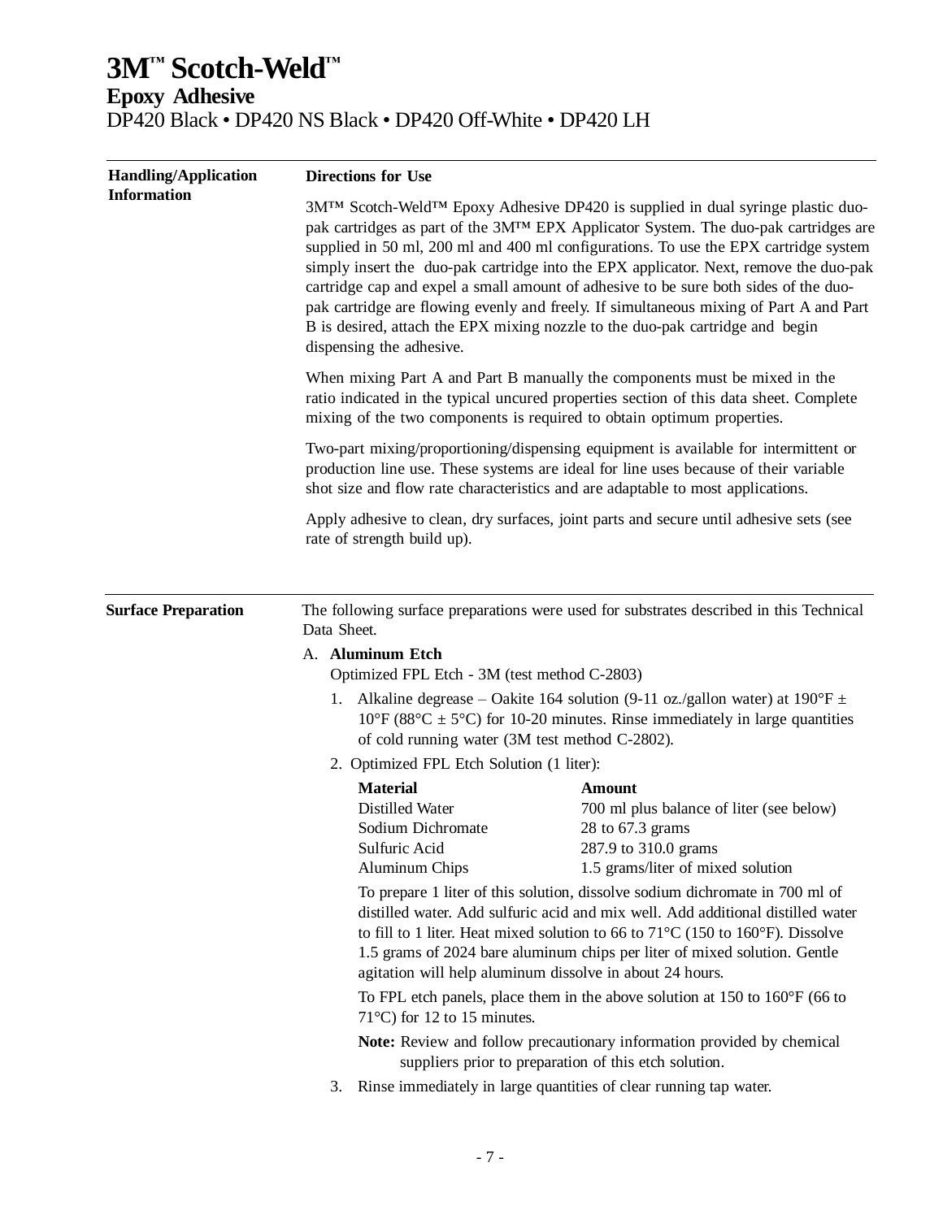# 3M™ Scotch-Weld™

## Epoxy Adhesive

DP420 Black • DP420 NS Black • DP420 Off-White • DP420 LH

---

### Handling/Application Information

**Directions for Use**

3M™ Scotch-Weld™ Epoxy Adhesive DP420 is supplied in dual syringe plastic duo-pak cartridges as part of the 3M™ EPX Applicator System. The duo-pak cartridges are supplied in 50 ml, 200 ml and 400 ml configurations. To use the EPX cartridge system simply insert the duo-pak cartridge into the EPX applicator. Next, remove the duo-pak cartridge cap and expel a small amount of adhesive to be sure both sides of the duo-pak cartridge are flowing evenly and freely. If simultaneous mixing of Part A and Part B is desired, attach the EPX mixing nozzle to the duo-pak cartridge and begin dispensing the adhesive.

When mixing Part A and Part B manually the components must be mixed in the ratio indicated in the typical uncured properties section of this data sheet. Complete mixing of the two components is required to obtain optimum properties.

Two-part mixing/proportioning/dispensing equipment is available for intermittent or production line use. These systems are ideal for line uses because of their variable shot size and flow rate characteristics and are adaptable to most applications.

Apply adhesive to clean, dry surfaces, joint parts and secure until adhesive sets (see rate of strength build up).

---

### Surface Preparation

The following surface preparations were used for substrates described in this Technical Data Sheet.

A. **Aluminum Etch**

Optimized FPL Etch - 3M (test method C-2803)

1. Alkaline degrease – Oakite 164 solution (9-11 oz./gallon water) at 190°F ± 10°F (88°C ± 5°C) for 10-20 minutes. Rinse immediately in large quantities of cold running water (3M test method C-2802).
2. Optimized FPL Etch Solution (1 liter):

| Material | Amount |
|---|---|
| Distilled Water | 700 ml plus balance of liter (see below) |
| Sodium Dichromate | 28 to 67.3 grams |
| Sulfuric Acid | 287.9 to 310.0 grams |
| Aluminum Chips | 1.5 grams/liter of mixed solution |

To prepare 1 liter of this solution, dissolve sodium dichromate in 700 ml of distilled water. Add sulfuric acid and mix well. Add additional distilled water to fill to 1 liter. Heat mixed solution to 66 to 71°C (150 to 160°F). Dissolve 1.5 grams of 2024 bare aluminum chips per liter of mixed solution. Gentle agitation will help aluminum dissolve in about 24 hours.

To FPL etch panels, place them in the above solution at 150 to 160°F (66 to 71°C) for 12 to 15 minutes.

**Note:** Review and follow precautionary information provided by chemical suppliers prior to preparation of this etch solution.

3. Rinse immediately in large quantities of clear running tap water.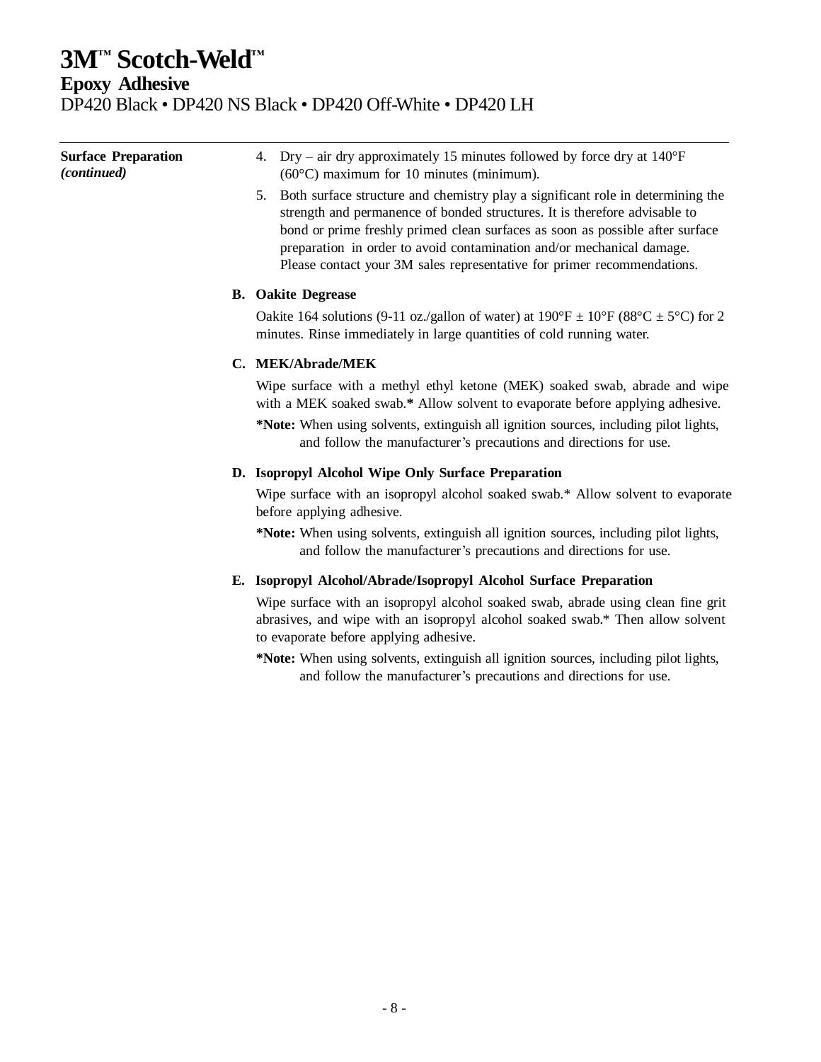**Surface Preparation** *(continued)*

4. Dry – air dry approximately 15 minutes followed by force dry at 140°F (60°C) maximum for 10 minutes (minimum).
5. Both surface structure and chemistry play a significant role in determining the strength and permanence of bonded structures. It is therefore advisable to bond or prime freshly primed clean surfaces as soon as possible after surface preparation in order to avoid contamination and/or mechanical damage. Please contact your 3M sales representative for primer recommendations.

**B. Oakite Degrease**

Oakite 164 solutions (9-11 oz./gallon of water) at 190°F ± 10°F (88°C ± 5°C) for 2 minutes. Rinse immediately in large quantities of cold running water.

**C. MEK/Abrade/MEK**

Wipe surface with a methyl ethyl ketone (MEK) soaked swab, abrade and wipe with a MEK soaked swab.* Allow solvent to evaporate before applying adhesive.

***Note:** When using solvents, extinguish all ignition sources, including pilot lights, and follow the manufacturer's precautions and directions for use.

**D. Isopropyl Alcohol Wipe Only Surface Preparation**

Wipe surface with an isopropyl alcohol soaked swab.* Allow solvent to evaporate before applying adhesive.

***Note:** When using solvents, extinguish all ignition sources, including pilot lights, and follow the manufacturer's precautions and directions for use.

**E. Isopropyl Alcohol/Abrade/Isopropyl Alcohol Surface Preparation**

Wipe surface with an isopropyl alcohol soaked swab, abrade using clean fine grit abrasives, and wipe with an isopropyl alcohol soaked swab.* Then allow solvent to evaporate before applying adhesive.

***Note:** When using solvents, extinguish all ignition sources, including pilot lights, and follow the manufacturer's precautions and directions for use.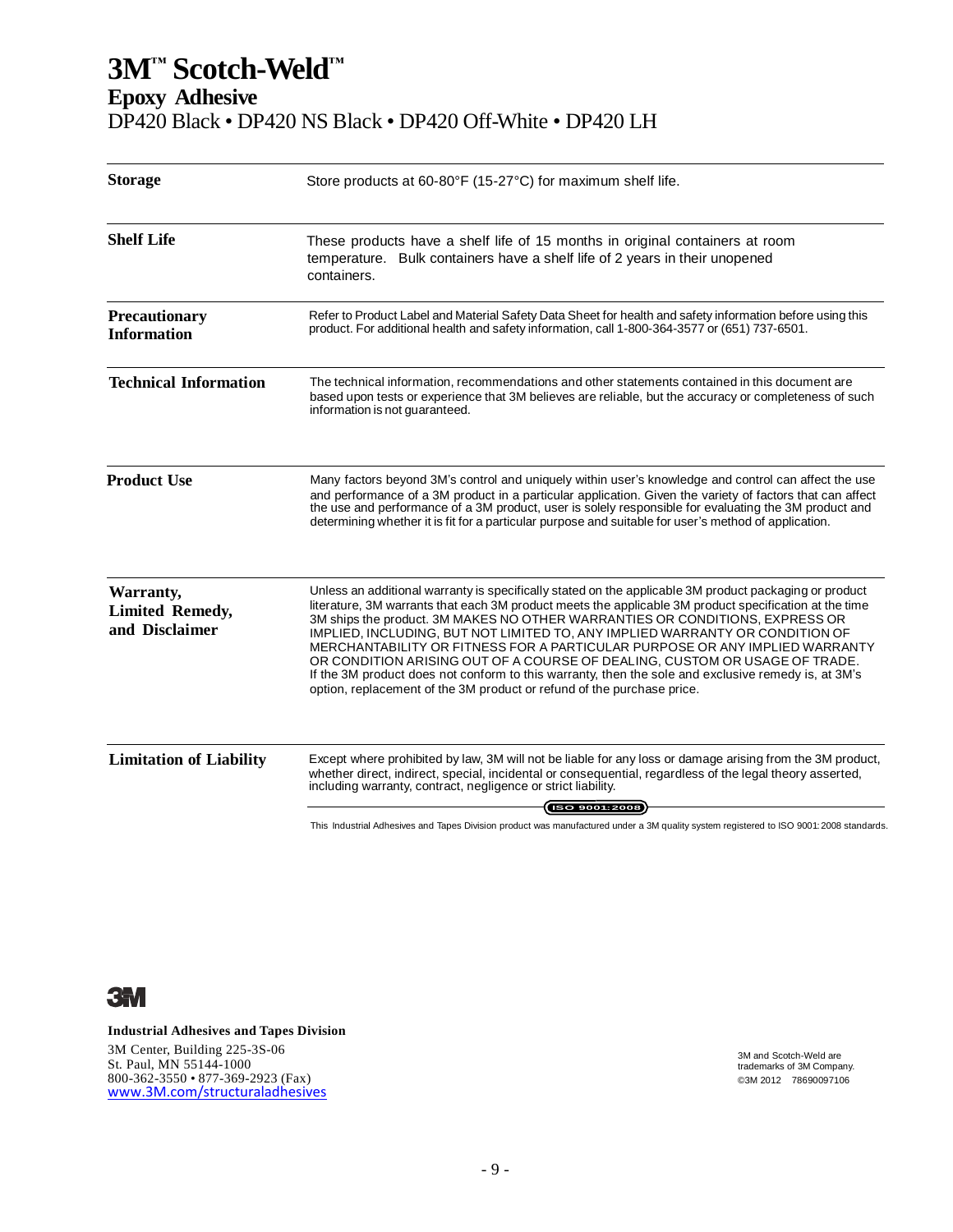# 3M™ Scotch-Weld™

## Epoxy Adhesive

DP420 Black • DP420 NS Black • DP420 Off-White • DP420 LH

| | |
|---|---|
| **Storage** | Store products at 60-80°F (15-27°C) for maximum shelf life. |
| **Shelf Life** | These products have a shelf life of 15 months in original containers at room temperature. Bulk containers have a shelf life of 2 years in their unopened containers. |
| **Precautionary Information** | Refer to Product Label and Material Safety Data Sheet for health and safety information before using this product. For additional health and safety information, call 1-800-364-3577 or (651) 737-6501. |
| **Technical Information** | The technical information, recommendations and other statements contained in this document are based upon tests or experience that 3M believes are reliable, but the accuracy or completeness of such information is not guaranteed. |
| **Product Use** | Many factors beyond 3M's control and uniquely within user's knowledge and control can affect the use and performance of a 3M product in a particular application. Given the variety of factors that can affect the use and performance of a 3M product, user is solely responsible for evaluating the 3M product and determining whether it is fit for a particular purpose and suitable for user's method of application. |
| **Warranty, Limited Remedy, and Disclaimer** | Unless an additional warranty is specifically stated on the applicable 3M product packaging or product literature, 3M warrants that each 3M product meets the applicable 3M product specification at the time 3M ships the product. 3M MAKES NO OTHER WARRANTIES OR CONDITIONS, EXPRESS OR IMPLIED, INCLUDING, BUT NOT LIMITED TO, ANY IMPLIED WARRANTY OR CONDITION OF MERCHANTABILITY OR FITNESS FOR A PARTICULAR PURPOSE OR ANY IMPLIED WARRANTY OR CONDITION ARISING OUT OF A COURSE OF DEALING, CUSTOM OR USAGE OF TRADE. If the 3M product does not conform to this warranty, then the sole and exclusive remedy is, at 3M's option, replacement of the 3M product or refund of the purchase price. |
| **Limitation of Liability** | Except where prohibited by law, 3M will not be liable for any loss or damage arising from the 3M product, whether direct, indirect, special, incidental or consequential, regardless of the legal theory asserted, including warranty, contract, negligence or strict liability. |

ISO 9001:2008

This Industrial Adhesives and Tapes Division product was manufactured under a 3M quality system registered to ISO 9001:2008 standards.

3M

**Industrial Adhesives and Tapes Division**

3M Center, Building 225-3S-06
St. Paul, MN 55144-1000
800-362-3550 • 877-369-2923 (Fax)
www.3M.com/structuraladhesives

3M and Scotch-Weld are trademarks of 3M Company.
©3M 2012 78690097106